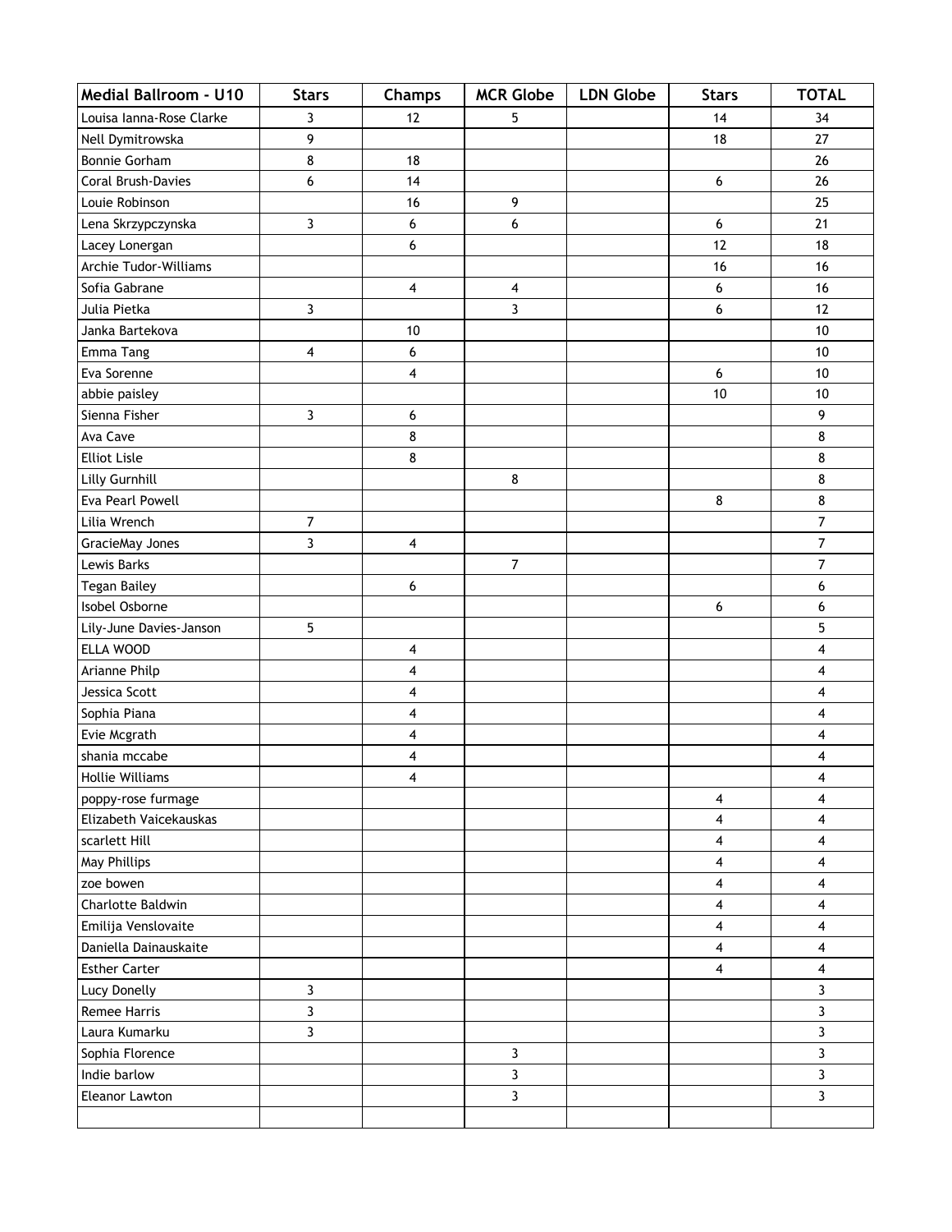| Medial Ballroom - U10 | Stars | Champs | MCR Globe | LDN Globe | Stars | TOTAL |
|---|---|---|---|---|---|---|
| Louisa Ianna-Rose Clarke | 3 | 12 | 5 | | 14 | 34 |
| Nell Dymitrowska | 9 | | | | 18 | 27 |
| Bonnie Gorham | 8 | 18 | | | | 26 |
| Coral Brush-Davies | 6 | 14 | | | 6 | 26 |
| Louie Robinson | | 16 | 9 | | | 25 |
| Lena Skrzypczynska | 3 | 6 | 6 | | 6 | 21 |
| Lacey Lonergan | | 6 | | | 12 | 18 |
| Archie Tudor-Williams | | | | | 16 | 16 |
| Sofia Gabrane | | 4 | 4 | | 6 | 16 |
| Julia Pietka | 3 | | 3 | | 6 | 12 |
| Janka Bartekova | | 10 | | | | 10 |
| Emma Tang | 4 | 6 | | | | 10 |
| Eva Sorenne | | 4 | | | 6 | 10 |
| abbie paisley | | | | | 10 | 10 |
| Sienna Fisher | 3 | 6 | | | | 9 |
| Ava Cave | | 8 | | | | 8 |
| Elliot Lisle | | 8 | | | | 8 |
| Lilly Gurnhill | | | 8 | | | 8 |
| Eva Pearl Powell | | | | | 8 | 8 |
| Lilia Wrench | 7 | | | | | 7 |
| GracieMay Jones | 3 | 4 | | | | 7 |
| Lewis Barks | | | 7 | | | 7 |
| Tegan Bailey | | 6 | | | | 6 |
| Isobel Osborne | | | | | 6 | 6 |
| Lily-June Davies-Janson | 5 | | | | | 5 |
| ELLA WOOD | | 4 | | | | 4 |
| Arianne Philp | | 4 | | | | 4 |
| Jessica Scott | | 4 | | | | 4 |
| Sophia Piana | | 4 | | | | 4 |
| Evie Mcgrath | | 4 | | | | 4 |
| shania mccabe | | 4 | | | | 4 |
| Hollie Williams | | 4 | | | | 4 |
| poppy-rose furmage | | | | | 4 | 4 |
| Elizabeth Vaicekauskas | | | | | 4 | 4 |
| scarlett Hill | | | | | 4 | 4 |
| May Phillips | | | | | 4 | 4 |
| zoe bowen | | | | | 4 | 4 |
| Charlotte Baldwin | | | | | 4 | 4 |
| Emilija Venslovaite | | | | | 4 | 4 |
| Daniella Dainauskaite | | | | | 4 | 4 |
| Esther Carter | | | | | 4 | 4 |
| Lucy Donelly | 3 | | | | | 3 |
| Remee Harris | 3 | | | | | 3 |
| Laura Kumarku | 3 | | | | | 3 |
| Sophia Florence | | | 3 | | | 3 |
| Indie barlow | | | 3 | | | 3 |
| Eleanor Lawton | | | 3 | | | 3 |
| | | | | | | |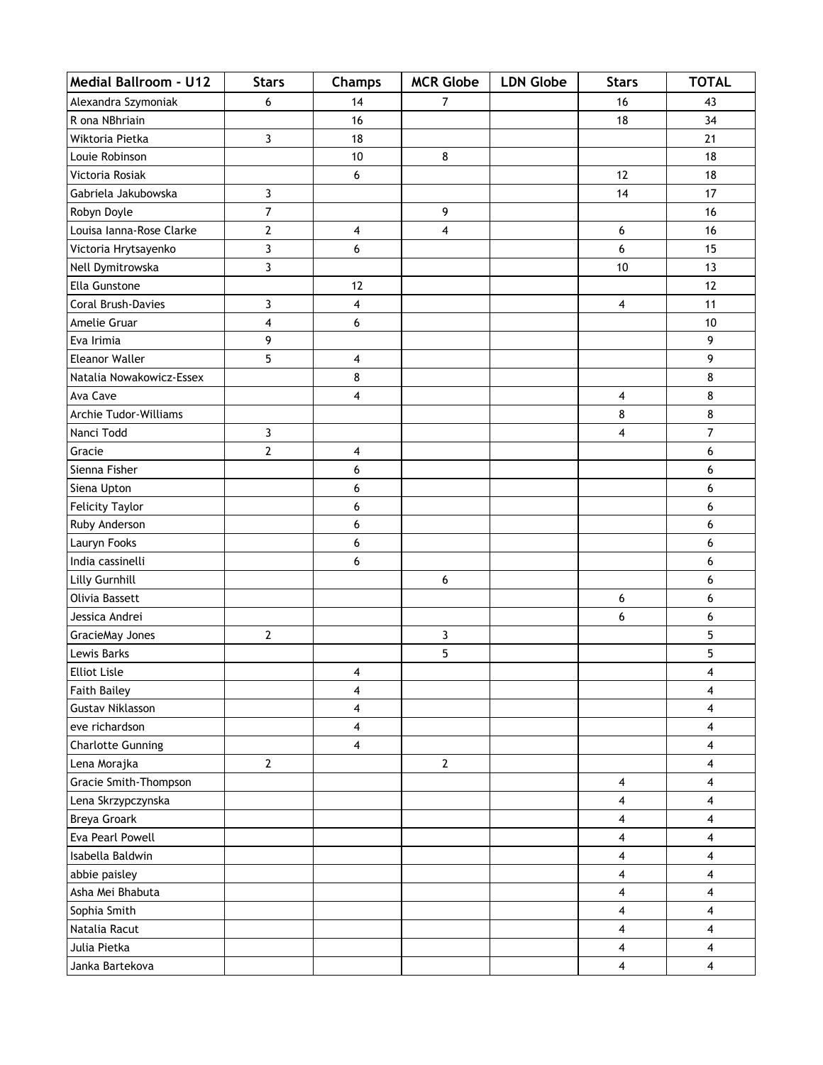| Medial Ballroom - U12 | Stars | Champs | MCR Globe | LDN Globe | Stars | TOTAL |
|---|---|---|---|---|---|---|
| Alexandra Szymoniak | 6 | 14 | 7 | | 16 | 43 |
| R ona NBhriain | | 16 | | | 18 | 34 |
| Wiktoria Pietka | 3 | 18 | | | | 21 |
| Louie Robinson | | 10 | 8 | | | 18 |
| Victoria Rosiak | | 6 | | | 12 | 18 |
| Gabriela Jakubowska | 3 | | | | 14 | 17 |
| Robyn Doyle | 7 | | 9 | | | 16 |
| Louisa Ianna-Rose Clarke | 2 | 4 | 4 | | 6 | 16 |
| Victoria Hrytsayenko | 3 | 6 | | | 6 | 15 |
| Nell Dymitrowska | 3 | | | | 10 | 13 |
| Ella Gunstone | | 12 | | | | 12 |
| Coral Brush-Davies | 3 | 4 | | | 4 | 11 |
| Amelie Gruar | 4 | 6 | | | | 10 |
| Eva Irimia | 9 | | | | | 9 |
| Eleanor Waller | 5 | 4 | | | | 9 |
| Natalia Nowakowicz-Essex | | 8 | | | | 8 |
| Ava Cave | | 4 | | | 4 | 8 |
| Archie Tudor-Williams | | | | | 8 | 8 |
| Nanci Todd | 3 | | | | 4 | 7 |
| Gracie | 2 | 4 | | | | 6 |
| Sienna Fisher | | 6 | | | | 6 |
| Siena Upton | | 6 | | | | 6 |
| Felicity Taylor | | 6 | | | | 6 |
| Ruby Anderson | | 6 | | | | 6 |
| Lauryn Fooks | | 6 | | | | 6 |
| India cassinelli | | 6 | | | | 6 |
| Lilly Gurnhill | | | 6 | | | 6 |
| Olivia Bassett | | | | | 6 | 6 |
| Jessica Andrei | | | | | 6 | 6 |
| GracieMay Jones | 2 | | 3 | | | 5 |
| Lewis Barks | | | 5 | | | 5 |
| Elliot Lisle | | 4 | | | | 4 |
| Faith Bailey | | 4 | | | | 4 |
| Gustav Niklasson | | 4 | | | | 4 |
| eve richardson | | 4 | | | | 4 |
| Charlotte Gunning | | 4 | | | | 4 |
| Lena Morajka | 2 | | 2 | | | 4 |
| Gracie Smith-Thompson | | | | | 4 | 4 |
| Lena Skrzypczynska | | | | | 4 | 4 |
| Breya Groark | | | | | 4 | 4 |
| Eva Pearl Powell | | | | | 4 | 4 |
| Isabella Baldwin | | | | | 4 | 4 |
| abbie paisley | | | | | 4 | 4 |
| Asha Mei Bhabuta | | | | | 4 | 4 |
| Sophia Smith | | | | | 4 | 4 |
| Natalia Racut | | | | | 4 | 4 |
| Julia Pietka | | | | | 4 | 4 |
| Janka Bartekova | | | | | 4 | 4 |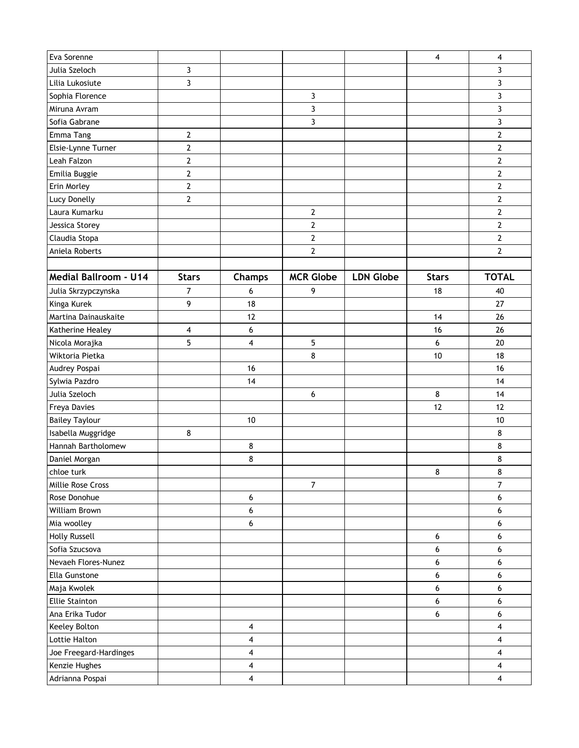| | | | | | | |
|---|---|---|---|---|---|---|
| Eva Sorenne | | | | | 4 | 4 |
| Julia Szeloch | 3 | | | | | 3 |
| Lilia Lukosiute | 3 | | | | | 3 |
| Sophia Florence | | | 3 | | | 3 |
| Miruna Avram | | | 3 | | | 3 |
| Sofia Gabrane | | | 3 | | | 3 |
| Emma Tang | 2 | | | | | 2 |
| Elsie-Lynne Turner | 2 | | | | | 2 |
| Leah Falzon | 2 | | | | | 2 |
| Emilia Buggie | 2 | | | | | 2 |
| Erin Morley | 2 | | | | | 2 |
| Lucy Donelly | 2 | | | | | 2 |
| Laura Kumarku | | | 2 | | | 2 |
| Jessica Storey | | | 2 | | | 2 |
| Claudia Stopa | | | 2 | | | 2 |
| Aniela Roberts | | | 2 | | | 2 |

| Medial Ballroom - U14 | Stars | Champs | MCR Globe | LDN Globe | Stars | TOTAL |
|---|---|---|---|---|---|---|
| Julia Skrzypczynska | 7 | 6 | 9 | | 18 | 40 |
| Kinga Kurek | 9 | 18 | | | | 27 |
| Martina Dainauskaite | | 12 | | | 14 | 26 |
| Katherine Healey | 4 | 6 | | | 16 | 26 |
| Nicola Morajka | 5 | 4 | 5 | | 6 | 20 |
| Wiktoria Pietka | | | 8 | | 10 | 18 |
| Audrey Pospai | | 16 | | | | 16 |
| Sylwia Pazdro | | 14 | | | | 14 |
| Julia Szeloch | | | 6 | | 8 | 14 |
| Freya Davies | | | | | 12 | 12 |
| Bailey Taylour | | 10 | | | | 10 |
| Isabella Muggridge | 8 | | | | | 8 |
| Hannah Bartholomew | | 8 | | | | 8 |
| Daniel Morgan | | 8 | | | | 8 |
| chloe turk | | | | | 8 | 8 |
| Millie Rose Cross | | | 7 | | | 7 |
| Rose Donohue | | 6 | | | | 6 |
| William Brown | | 6 | | | | 6 |
| Mia woolley | | 6 | | | | 6 |
| Holly Russell | | | | | 6 | 6 |
| Sofia Szucsova | | | | | 6 | 6 |
| Nevaeh Flores-Nunez | | | | | 6 | 6 |
| Ella Gunstone | | | | | 6 | 6 |
| Maja Kwolek | | | | | 6 | 6 |
| Ellie Stainton | | | | | 6 | 6 |
| Ana Erika Tudor | | | | | 6 | 6 |
| Keeley Bolton | | 4 | | | | 4 |
| Lottie Halton | | 4 | | | | 4 |
| Joe Freegard-Hardinges | | 4 | | | | 4 |
| Kenzie Hughes | | 4 | | | | 4 |
| Adrianna Pospai | | 4 | | | | 4 |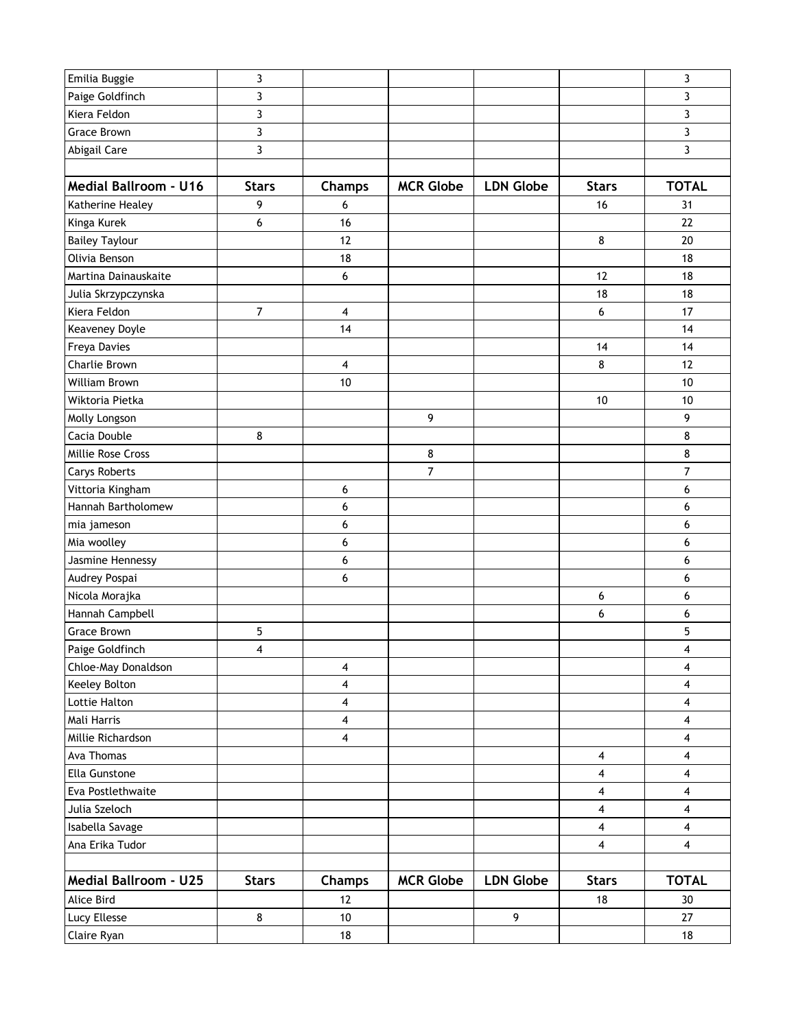| Emilia Buggie | 3 | | | | | 3 |
|---|---|---|---|---|---|---|
| Paige Goldfinch | 3 | | | | | 3 |
| Kiera Feldon | 3 | | | | | 3 |
| Grace Brown | 3 | | | | | 3 |
| Abigail Care | 3 | | | | | 3 |
| | | | | | | |
| **Medial Ballroom - U16** | **Stars** | **Champs** | **MCR Globe** | **LDN Globe** | **Stars** | **TOTAL** |
| Katherine Healey | 9 | 6 | | | 16 | 31 |
| Kinga Kurek | 6 | 16 | | | | 22 |
| Bailey Taylour | | 12 | | | 8 | 20 |
| Olivia Benson | | 18 | | | | 18 |
| Martina Dainauskaite | | 6 | | | 12 | 18 |
| Julia Skrzypczynska | | | | | 18 | 18 |
| Kiera Feldon | 7 | 4 | | | 6 | 17 |
| Keaveney Doyle | | 14 | | | | 14 |
| Freya Davies | | | | | 14 | 14 |
| Charlie Brown | | 4 | | | 8 | 12 |
| William Brown | | 10 | | | | 10 |
| Wiktoria Pietka | | | | | 10 | 10 |
| Molly Longson | | | 9 | | | 9 |
| Cacia Double | 8 | | | | | 8 |
| Millie Rose Cross | | | 8 | | | 8 |
| Carys Roberts | | | 7 | | | 7 |
| Vittoria Kingham | | 6 | | | | 6 |
| Hannah Bartholomew | | 6 | | | | 6 |
| mia jameson | | 6 | | | | 6 |
| Mia woolley | | 6 | | | | 6 |
| Jasmine Hennessy | | 6 | | | | 6 |
| Audrey Pospai | | 6 | | | | 6 |
| Nicola Morajka | | | | | 6 | 6 |
| Hannah Campbell | | | | | 6 | 6 |
| Grace Brown | 5 | | | | | 5 |
| Paige Goldfinch | 4 | | | | | 4 |
| Chloe-May Donaldson | | 4 | | | | 4 |
| Keeley Bolton | | 4 | | | | 4 |
| Lottie Halton | | 4 | | | | 4 |
| Mali Harris | | 4 | | | | 4 |
| Millie Richardson | | 4 | | | | 4 |
| Ava Thomas | | | | | 4 | 4 |
| Ella Gunstone | | | | | 4 | 4 |
| Eva Postlethwaite | | | | | 4 | 4 |
| Julia Szeloch | | | | | 4 | 4 |
| Isabella Savage | | | | | 4 | 4 |
| Ana Erika Tudor | | | | | 4 | 4 |
| | | | | | | |
| **Medial Ballroom - U25** | **Stars** | **Champs** | **MCR Globe** | **LDN Globe** | **Stars** | **TOTAL** |
| Alice Bird | | 12 | | | 18 | 30 |
| Lucy Ellesse | 8 | 10 | | 9 | | 27 |
| Claire Ryan | | 18 | | | | 18 |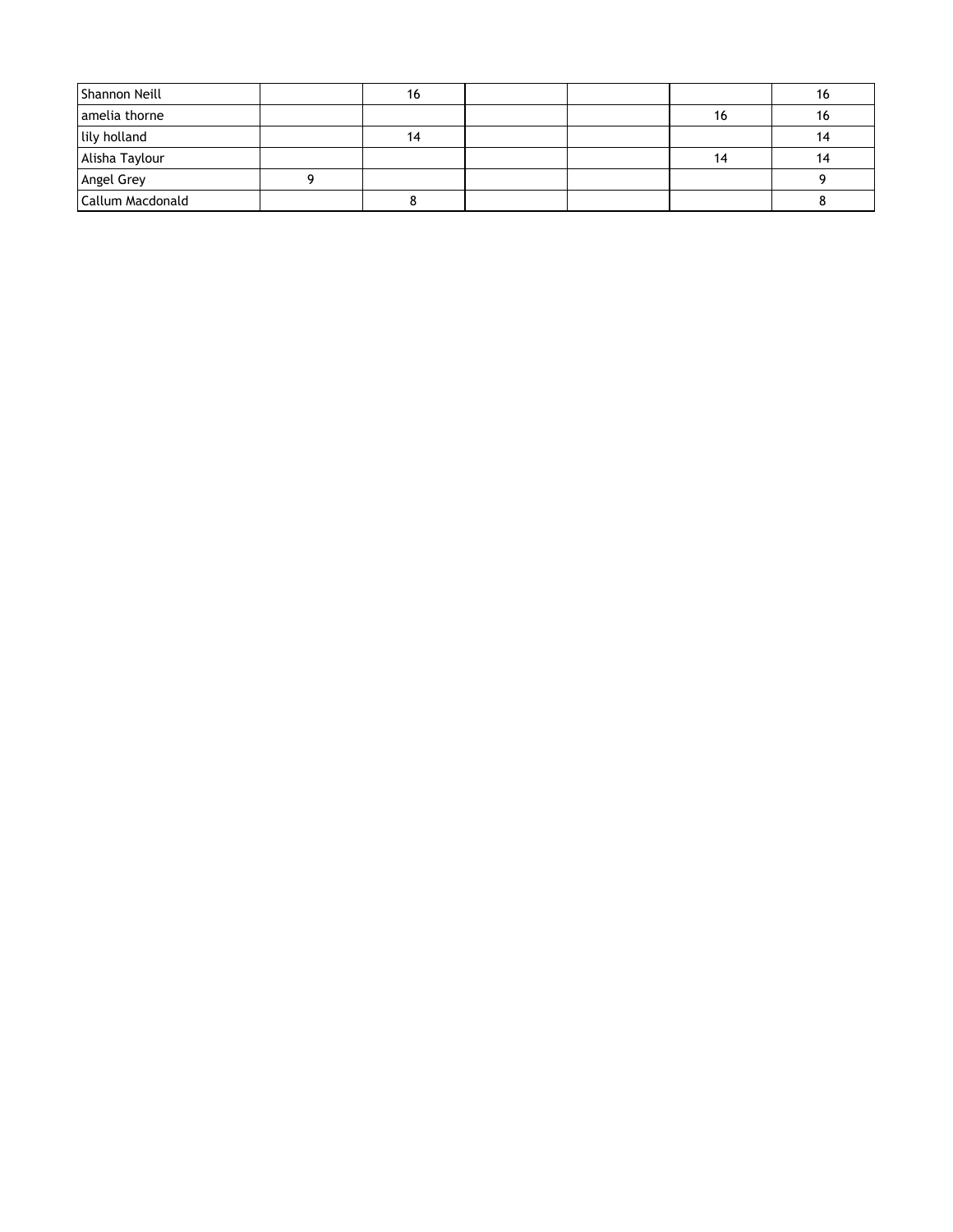| | | | | | | |
|---|---|---|---|---|---|---|
| Shannon Neill | | 16 | | | | 16 |
| amelia thorne | | | | | 16 | 16 |
| lily holland | | 14 | | | | 14 |
| Alisha Taylour | | | | | 14 | 14 |
| Angel Grey | 9 | | | | | 9 |
| Callum Macdonald | | 8 | | | | 8 |